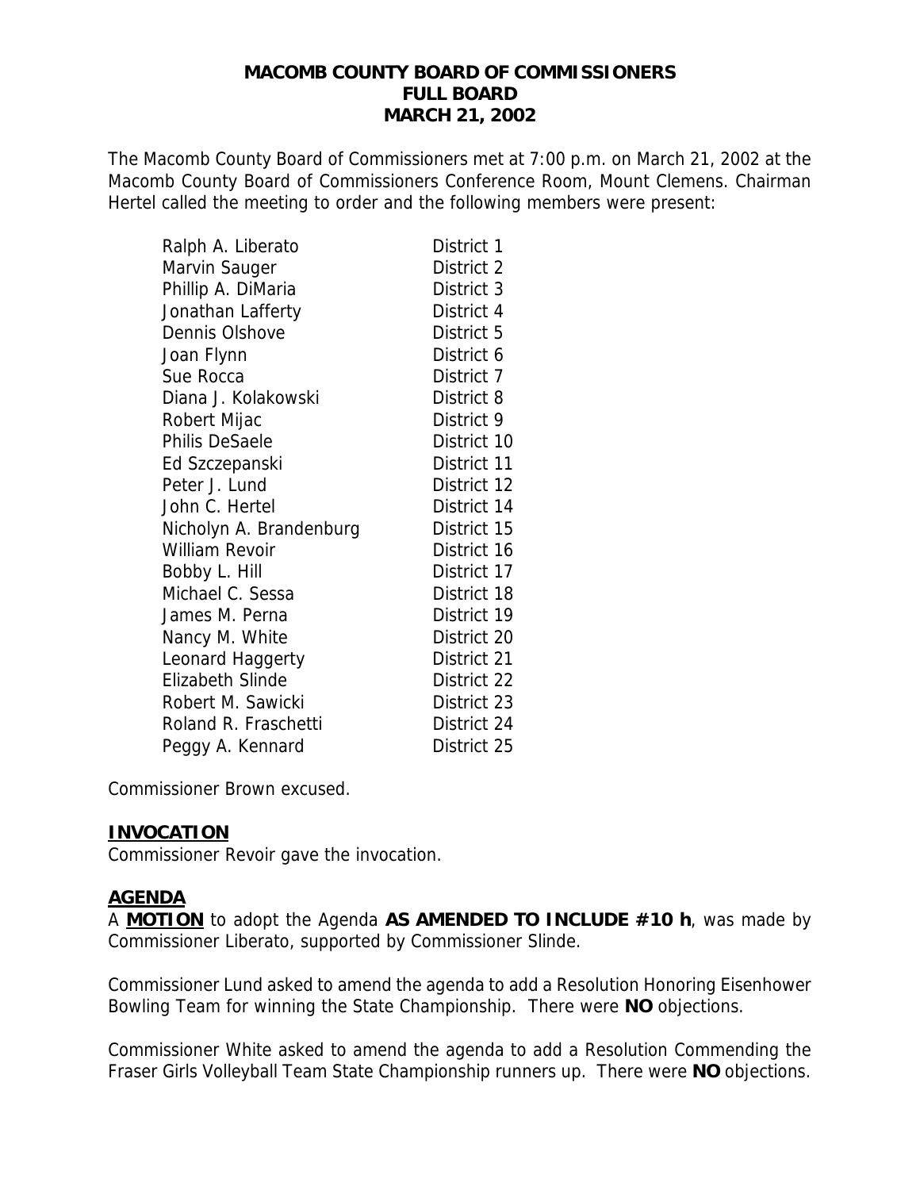# MACOMB COUNTY BOARD OF COMMISSIONERS
## FULL BOARD
## MARCH 21, 2002

The Macomb County Board of Commissioners met at 7:00 p.m. on March 21, 2002 at the Macomb County Board of Commissioners Conference Room, Mount Clemens. Chairman Hertel called the meeting to order and the following members were present:

| | |
|---|---|
| Ralph A. Liberato | District 1 |
| Marvin Sauger | District 2 |
| Phillip A. DiMaria | District 3 |
| Jonathan Lafferty | District 4 |
| Dennis Olshove | District 5 |
| Joan Flynn | District 6 |
| Sue Rocca | District 7 |
| Diana J. Kolakowski | District 8 |
| Robert Mijac | District 9 |
| Philis DeSaele | District 10 |
| Ed Szczepanski | District 11 |
| Peter J. Lund | District 12 |
| John C. Hertel | District 14 |
| Nicholyn A. Brandenburg | District 15 |
| William Revoir | District 16 |
| Bobby L. Hill | District 17 |
| Michael C. Sessa | District 18 |
| James M. Perna | District 19 |
| Nancy M. White | District 20 |
| Leonard Haggerty | District 21 |
| Elizabeth Slinde | District 22 |
| Robert M. Sawicki | District 23 |
| Roland R. Fraschetti | District 24 |
| Peggy A. Kennard | District 25 |

Commissioner Brown excused.

**INVOCATION**

Commissioner Revoir gave the invocation.

**AGENDA**

A **MOTION** to adopt the Agenda **AS AMENDED TO INCLUDE #10 h**, was made by Commissioner Liberato, supported by Commissioner Slinde.

Commissioner Lund asked to amend the agenda to add a Resolution Honoring Eisenhower Bowling Team for winning the State Championship. There were **NO** objections.

Commissioner White asked to amend the agenda to add a Resolution Commending the Fraser Girls Volleyball Team State Championship runners up. There were **NO** objections.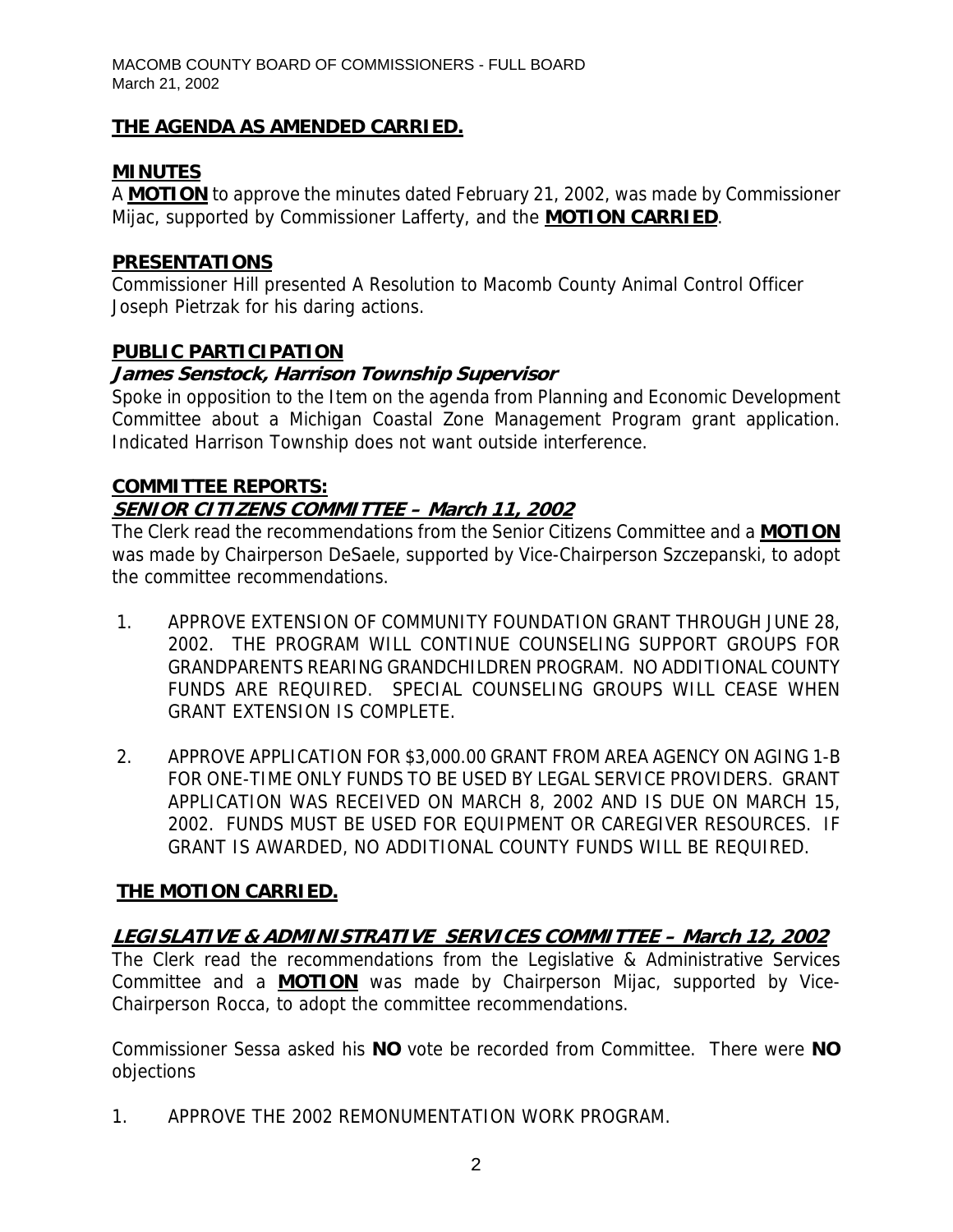**THE AGENDA AS AMENDED CARRIED.**

## MINUTES

A **MOTION** to approve the minutes dated February 21, 2002, was made by Commissioner Mijac, supported by Commissioner Lafferty, and the **MOTION CARRIED**.

## PRESENTATIONS

Commissioner Hill presented A Resolution to Macomb County Animal Control Officer Joseph Pietrzak for his daring actions.

## PUBLIC PARTICIPATION

### *James Senstock, Harrison Township Supervisor*

Spoke in opposition to the Item on the agenda from Planning and Economic Development Committee about a Michigan Coastal Zone Management Program grant application. Indicated Harrison Township does not want outside interference.

## COMMITTEE REPORTS:

### *SENIOR CITIZENS COMMITTEE – March 11, 2002*

The Clerk read the recommendations from the Senior Citizens Committee and a **MOTION** was made by Chairperson DeSaele, supported by Vice-Chairperson Szczepanski, to adopt the committee recommendations.

1. APPROVE EXTENSION OF COMMUNITY FOUNDATION GRANT THROUGH JUNE 28, 2002. THE PROGRAM WILL CONTINUE COUNSELING SUPPORT GROUPS FOR GRANDPARENTS REARING GRANDCHILDREN PROGRAM. NO ADDITIONAL COUNTY FUNDS ARE REQUIRED. SPECIAL COUNSELING GROUPS WILL CEASE WHEN GRANT EXTENSION IS COMPLETE.

2. APPROVE APPLICATION FOR $3,000.00 GRANT FROM AREA AGENCY ON AGING 1-B FOR ONE-TIME ONLY FUNDS TO BE USED BY LEGAL SERVICE PROVIDERS. GRANT APPLICATION WAS RECEIVED ON MARCH 8, 2002 AND IS DUE ON MARCH 15, 2002. FUNDS MUST BE USED FOR EQUIPMENT OR CAREGIVER RESOURCES. IF GRANT IS AWARDED, NO ADDITIONAL COUNTY FUNDS WILL BE REQUIRED.

**THE MOTION CARRIED.**

### *LEGISLATIVE & ADMINISTRATIVE SERVICES COMMITTEE – March 12, 2002*

The Clerk read the recommendations from the Legislative & Administrative Services Committee and a **MOTION** was made by Chairperson Mijac, supported by Vice-Chairperson Rocca, to adopt the committee recommendations.

Commissioner Sessa asked his **NO** vote be recorded from Committee. There were **NO** objections

1. APPROVE THE 2002 REMONUMENTATION WORK PROGRAM.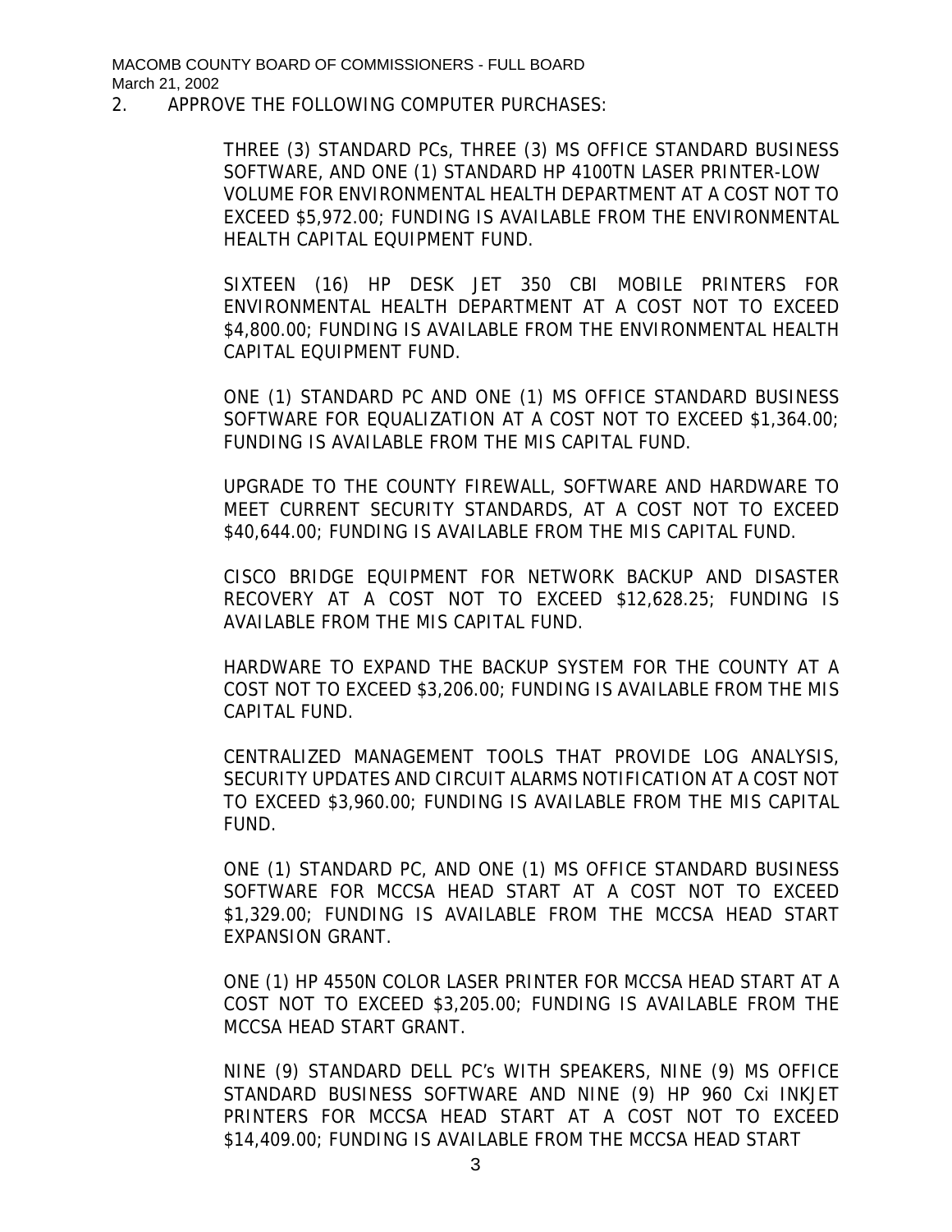2. APPROVE THE FOLLOWING COMPUTER PURCHASES:

   THREE (3) STANDARD PCs, THREE (3) MS OFFICE STANDARD BUSINESS SOFTWARE, AND ONE (1) STANDARD HP 4100TN LASER PRINTER-LOW VOLUME FOR ENVIRONMENTAL HEALTH DEPARTMENT AT A COST NOT TO EXCEED $5,972.00; FUNDING IS AVAILABLE FROM THE ENVIRONMENTAL HEALTH CAPITAL EQUIPMENT FUND.

   SIXTEEN (16) HP DESK JET 350 CBI MOBILE PRINTERS FOR ENVIRONMENTAL HEALTH DEPARTMENT AT A COST NOT TO EXCEED $4,800.00; FUNDING IS AVAILABLE FROM THE ENVIRONMENTAL HEALTH CAPITAL EQUIPMENT FUND.

   ONE (1) STANDARD PC AND ONE (1) MS OFFICE STANDARD BUSINESS SOFTWARE FOR EQUALIZATION AT A COST NOT TO EXCEED $1,364.00; FUNDING IS AVAILABLE FROM THE MIS CAPITAL FUND.

   UPGRADE TO THE COUNTY FIREWALL, SOFTWARE AND HARDWARE TO MEET CURRENT SECURITY STANDARDS, AT A COST NOT TO EXCEED $40,644.00; FUNDING IS AVAILABLE FROM THE MIS CAPITAL FUND.

   CISCO BRIDGE EQUIPMENT FOR NETWORK BACKUP AND DISASTER RECOVERY AT A COST NOT TO EXCEED $12,628.25; FUNDING IS AVAILABLE FROM THE MIS CAPITAL FUND.

   HARDWARE TO EXPAND THE BACKUP SYSTEM FOR THE COUNTY AT A COST NOT TO EXCEED $3,206.00; FUNDING IS AVAILABLE FROM THE MIS CAPITAL FUND.

   CENTRALIZED MANAGEMENT TOOLS THAT PROVIDE LOG ANALYSIS, SECURITY UPDATES AND CIRCUIT ALARMS NOTIFICATION AT A COST NOT TO EXCEED $3,960.00; FUNDING IS AVAILABLE FROM THE MIS CAPITAL FUND.

   ONE (1) STANDARD PC, AND ONE (1) MS OFFICE STANDARD BUSINESS SOFTWARE FOR MCCSA HEAD START AT A COST NOT TO EXCEED $1,329.00; FUNDING IS AVAILABLE FROM THE MCCSA HEAD START EXPANSION GRANT.

   ONE (1) HP 4550N COLOR LASER PRINTER FOR MCCSA HEAD START AT A COST NOT TO EXCEED $3,205.00; FUNDING IS AVAILABLE FROM THE MCCSA HEAD START GRANT.

   NINE (9) STANDARD DELL PC's WITH SPEAKERS, NINE (9) MS OFFICE STANDARD BUSINESS SOFTWARE AND NINE (9) HP 960 Cxi INKJET PRINTERS FOR MCCSA HEAD START AT A COST NOT TO EXCEED $14,409.00; FUNDING IS AVAILABLE FROM THE MCCSA HEAD START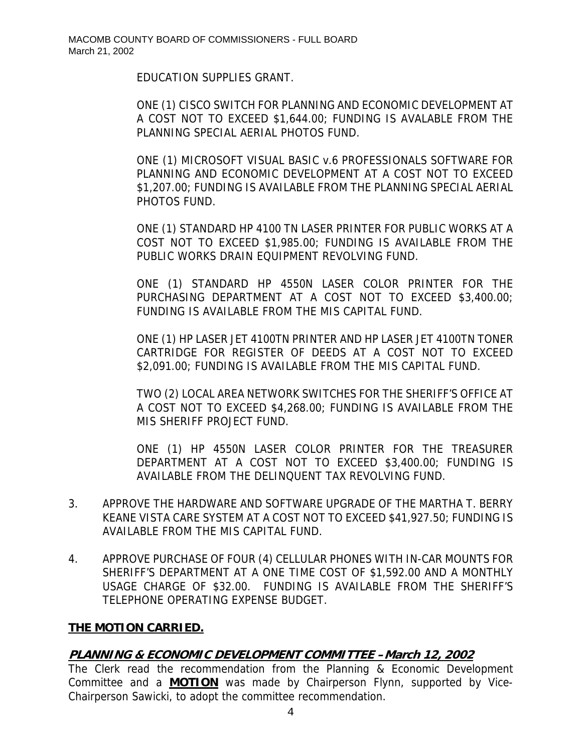EDUCATION SUPPLIES GRANT.

ONE (1) CISCO SWITCH FOR PLANNING AND ECONOMIC DEVELOPMENT AT A COST NOT TO EXCEED $1,644.00; FUNDING IS AVALABLE FROM THE PLANNING SPECIAL AERIAL PHOTOS FUND.

ONE (1) MICROSOFT VISUAL BASIC v.6 PROFESSIONALS SOFTWARE FOR PLANNING AND ECONOMIC DEVELOPMENT AT A COST NOT TO EXCEED $1,207.00; FUNDING IS AVAILABLE FROM THE PLANNING SPECIAL AERIAL PHOTOS FUND.

ONE (1) STANDARD HP 4100 TN LASER PRINTER FOR PUBLIC WORKS AT A COST NOT TO EXCEED $1,985.00; FUNDING IS AVAILABLE FROM THE PUBLIC WORKS DRAIN EQUIPMENT REVOLVING FUND.

ONE (1) STANDARD HP 4550N LASER COLOR PRINTER FOR THE PURCHASING DEPARTMENT AT A COST NOT TO EXCEED $3,400.00; FUNDING IS AVAILABLE FROM THE MIS CAPITAL FUND.

ONE (1) HP LASER JET 4100TN PRINTER AND HP LASER JET 4100TN TONER CARTRIDGE FOR REGISTER OF DEEDS AT A COST NOT TO EXCEED $2,091.00; FUNDING IS AVAILABLE FROM THE MIS CAPITAL FUND.

TWO (2) LOCAL AREA NETWORK SWITCHES FOR THE SHERIFF'S OFFICE AT A COST NOT TO EXCEED $4,268.00; FUNDING IS AVAILABLE FROM THE MIS SHERIFF PROJECT FUND.

ONE (1) HP 4550N LASER COLOR PRINTER FOR THE TREASURER DEPARTMENT AT A COST NOT TO EXCEED $3,400.00; FUNDING IS AVAILABLE FROM THE DELINQUENT TAX REVOLVING FUND.

3. APPROVE THE HARDWARE AND SOFTWARE UPGRADE OF THE MARTHA T. BERRY KEANE VISTA CARE SYSTEM AT A COST NOT TO EXCEED $41,927.50; FUNDING IS AVAILABLE FROM THE MIS CAPITAL FUND.

4. APPROVE PURCHASE OF FOUR (4) CELLULAR PHONES WITH IN-CAR MOUNTS FOR SHERIFF'S DEPARTMENT AT A ONE TIME COST OF $1,592.00 AND A MONTHLY USAGE CHARGE OF $32.00. FUNDING IS AVAILABLE FROM THE SHERIFF'S TELEPHONE OPERATING EXPENSE BUDGET.

**THE MOTION CARRIED.**

### PLANNING & ECONOMIC DEVELOPMENT COMMITTEE – March 12, 2002

The Clerk read the recommendation from the Planning & Economic Development Committee and a **MOTION** was made by Chairperson Flynn, supported by Vice-Chairperson Sawicki, to adopt the committee recommendation.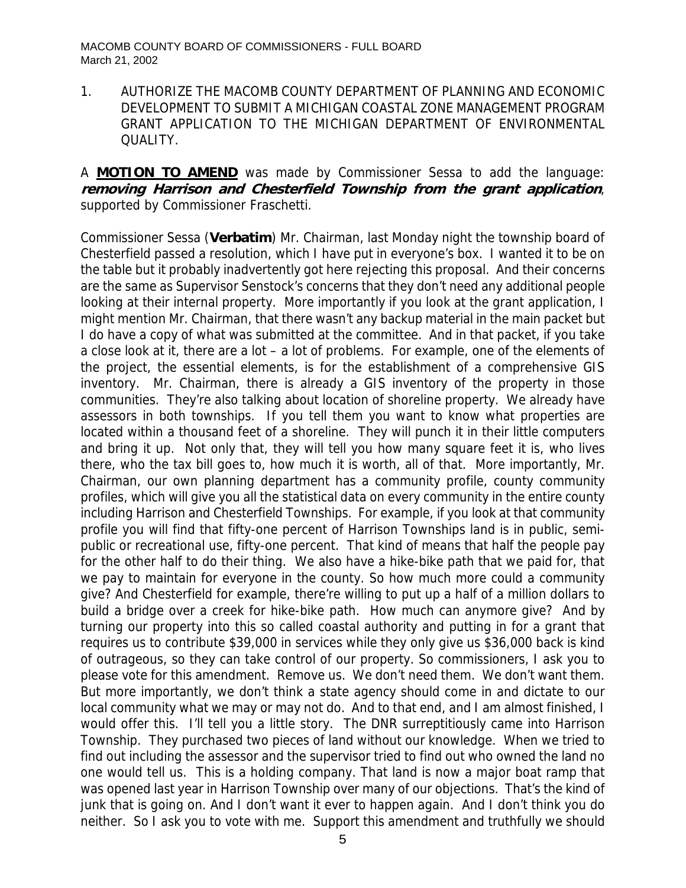1. AUTHORIZE THE MACOMB COUNTY DEPARTMENT OF PLANNING AND ECONOMIC DEVELOPMENT TO SUBMIT A MICHIGAN COASTAL ZONE MANAGEMENT PROGRAM GRANT APPLICATION TO THE MICHIGAN DEPARTMENT OF ENVIRONMENTAL QUALITY.

A **MOTION TO AMEND** was made by Commissioner Sessa to add the language: ***removing Harrison and Chesterfield Township from the grant application***, supported by Commissioner Fraschetti.

Commissioner Sessa (**Verbatim**) Mr. Chairman, last Monday night the township board of Chesterfield passed a resolution, which I have put in everyone's box. I wanted it to be on the table but it probably inadvertently got here rejecting this proposal. And their concerns are the same as Supervisor Senstock's concerns that they don't need any additional people looking at their internal property. More importantly if you look at the grant application, I might mention Mr. Chairman, that there wasn't any backup material in the main packet but I do have a copy of what was submitted at the committee. And in that packet, if you take a close look at it, there are a lot – a lot of problems. For example, one of the elements of the project, the essential elements, is for the establishment of a comprehensive GIS inventory. Mr. Chairman, there is already a GIS inventory of the property in those communities. They're also talking about location of shoreline property. We already have assessors in both townships. If you tell them you want to know what properties are located within a thousand feet of a shoreline. They will punch it in their little computers and bring it up. Not only that, they will tell you how many square feet it is, who lives there, who the tax bill goes to, how much it is worth, all of that. More importantly, Mr. Chairman, our own planning department has a community profile, county community profiles, which will give you all the statistical data on every community in the entire county including Harrison and Chesterfield Townships. For example, if you look at that community profile you will find that fifty-one percent of Harrison Townships land is in public, semi-public or recreational use, fifty-one percent. That kind of means that half the people pay for the other half to do their thing. We also have a hike-bike path that we paid for, that we pay to maintain for everyone in the county. So how much more could a community give? And Chesterfield for example, there're willing to put up a half of a million dollars to build a bridge over a creek for hike-bike path. How much can anymore give? And by turning our property into this so called coastal authority and putting in for a grant that requires us to contribute $39,000 in services while they only give us $36,000 back is kind of outrageous, so they can take control of our property. So commissioners, I ask you to please vote for this amendment. Remove us. We don't need them. We don't want them. But more importantly, we don't think a state agency should come in and dictate to our local community what we may or may not do. And to that end, and I am almost finished, I would offer this. I'll tell you a little story. The DNR surreptitiously came into Harrison Township. They purchased two pieces of land without our knowledge. When we tried to find out including the assessor and the supervisor tried to find out who owned the land no one would tell us. This is a holding company. That land is now a major boat ramp that was opened last year in Harrison Township over many of our objections. That's the kind of junk that is going on. And I don't want it ever to happen again. And I don't think you do neither. So I ask you to vote with me. Support this amendment and truthfully we should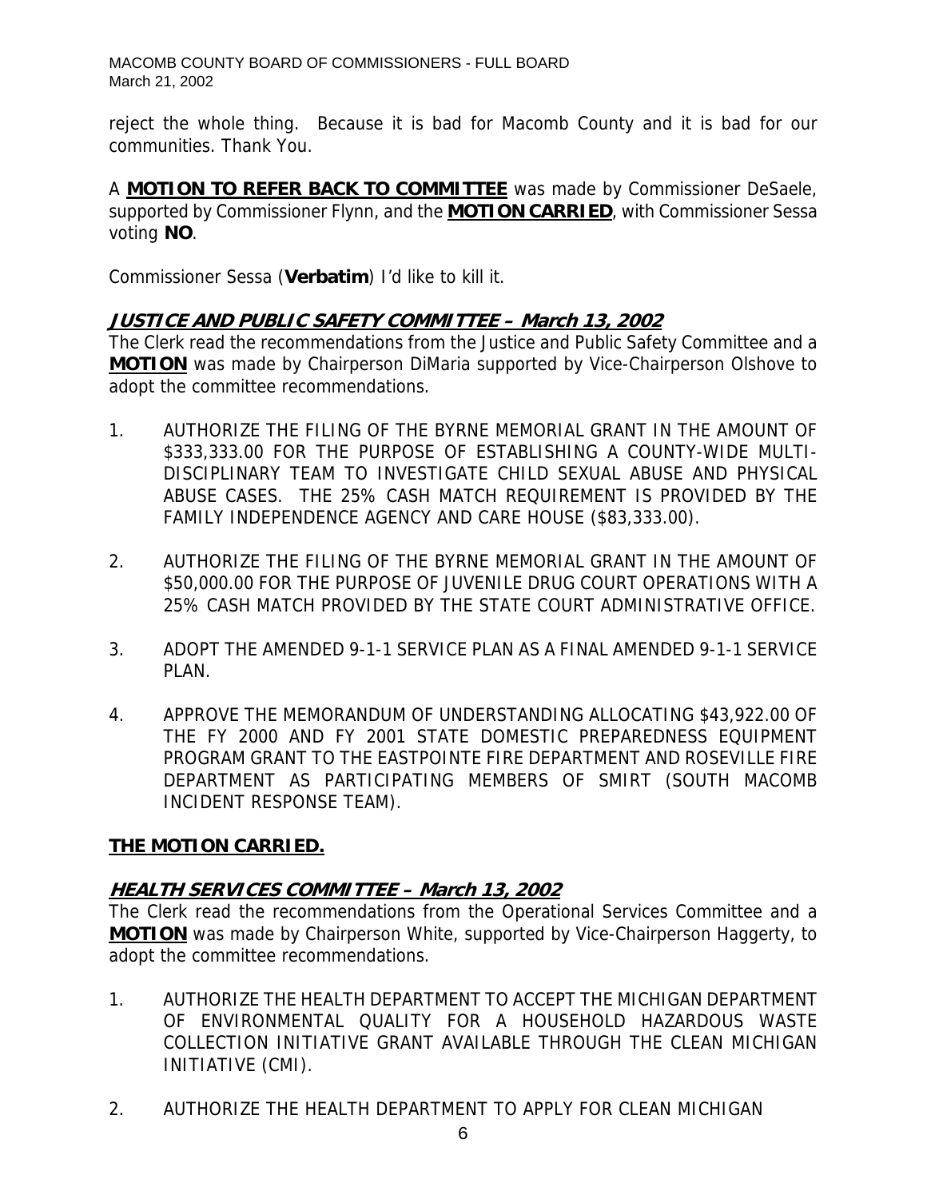reject the whole thing. Because it is bad for Macomb County and it is bad for our communities. Thank You.

A **MOTION TO REFER BACK TO COMMITTEE** was made by Commissioner DeSaele, supported by Commissioner Flynn, and the **MOTION CARRIED**, with Commissioner Sessa voting **NO**.

Commissioner Sessa (**Verbatim**) I'd like to kill it.

## ***JUSTICE AND PUBLIC SAFETY COMMITTEE – March 13, 2002***

The Clerk read the recommendations from the Justice and Public Safety Committee and a **MOTION** was made by Chairperson DiMaria supported by Vice-Chairperson Olshove to adopt the committee recommendations.

1. AUTHORIZE THE FILING OF THE BYRNE MEMORIAL GRANT IN THE AMOUNT OF $333,333.00 FOR THE PURPOSE OF ESTABLISHING A COUNTY-WIDE MULTI-DISCIPLINARY TEAM TO INVESTIGATE CHILD SEXUAL ABUSE AND PHYSICAL ABUSE CASES. THE 25% CASH MATCH REQUIREMENT IS PROVIDED BY THE FAMILY INDEPENDENCE AGENCY AND CARE HOUSE ($83,333.00).

2. AUTHORIZE THE FILING OF THE BYRNE MEMORIAL GRANT IN THE AMOUNT OF $50,000.00 FOR THE PURPOSE OF JUVENILE DRUG COURT OPERATIONS WITH A 25% CASH MATCH PROVIDED BY THE STATE COURT ADMINISTRATIVE OFFICE.

3. ADOPT THE AMENDED 9-1-1 SERVICE PLAN AS A FINAL AMENDED 9-1-1 SERVICE PLAN.

4. APPROVE THE MEMORANDUM OF UNDERSTANDING ALLOCATING $43,922.00 OF THE FY 2000 AND FY 2001 STATE DOMESTIC PREPAREDNESS EQUIPMENT PROGRAM GRANT TO THE EASTPOINTE FIRE DEPARTMENT AND ROSEVILLE FIRE DEPARTMENT AS PARTICIPATING MEMBERS OF SMIRT (SOUTH MACOMB INCIDENT RESPONSE TEAM).

**THE MOTION CARRIED.**

## ***HEALTH SERVICES COMMITTEE – March 13, 2002***

The Clerk read the recommendations from the Operational Services Committee and a **MOTION** was made by Chairperson White, supported by Vice-Chairperson Haggerty, to adopt the committee recommendations.

1. AUTHORIZE THE HEALTH DEPARTMENT TO ACCEPT THE MICHIGAN DEPARTMENT OF ENVIRONMENTAL QUALITY FOR A HOUSEHOLD HAZARDOUS WASTE COLLECTION INITIATIVE GRANT AVAILABLE THROUGH THE CLEAN MICHIGAN INITIATIVE (CMI).

2. AUTHORIZE THE HEALTH DEPARTMENT TO APPLY FOR CLEAN MICHIGAN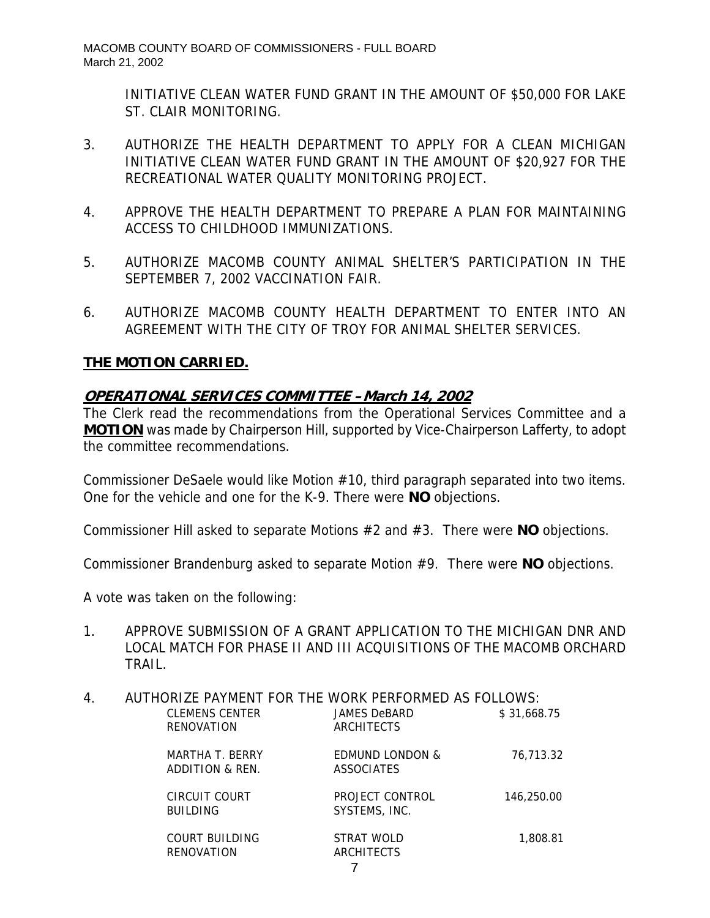INITIATIVE CLEAN WATER FUND GRANT IN THE AMOUNT OF $50,000 FOR LAKE ST. CLAIR MONITORING.

3. AUTHORIZE THE HEALTH DEPARTMENT TO APPLY FOR A CLEAN MICHIGAN INITIATIVE CLEAN WATER FUND GRANT IN THE AMOUNT OF $20,927 FOR THE RECREATIONAL WATER QUALITY MONITORING PROJECT.

4. APPROVE THE HEALTH DEPARTMENT TO PREPARE A PLAN FOR MAINTAINING ACCESS TO CHILDHOOD IMMUNIZATIONS.

5. AUTHORIZE MACOMB COUNTY ANIMAL SHELTER'S PARTICIPATION IN THE SEPTEMBER 7, 2002 VACCINATION FAIR.

6. AUTHORIZE MACOMB COUNTY HEALTH DEPARTMENT TO ENTER INTO AN AGREEMENT WITH THE CITY OF TROY FOR ANIMAL SHELTER SERVICES.

**THE MOTION CARRIED.**

***OPERATIONAL SERVICES COMMITTEE – March 14, 2002***

The Clerk read the recommendations from the Operational Services Committee and a **MOTION** was made by Chairperson Hill, supported by Vice-Chairperson Lafferty, to adopt the committee recommendations.

Commissioner DeSaele would like Motion #10, third paragraph separated into two items. One for the vehicle and one for the K-9. There were **NO** objections.

Commissioner Hill asked to separate Motions #2 and #3. There were **NO** objections.

Commissioner Brandenburg asked to separate Motion #9. There were **NO** objections.

A vote was taken on the following:

1. APPROVE SUBMISSION OF A GRANT APPLICATION TO THE MICHIGAN DNR AND LOCAL MATCH FOR PHASE II AND III ACQUISITIONS OF THE MACOMB ORCHARD TRAIL.

4. AUTHORIZE PAYMENT FOR THE WORK PERFORMED AS FOLLOWS:

| | | |
|---|---|---|
| CLEMENS CENTER RENOVATION | JAMES DeBARD ARCHITECTS | $ 31,668.75 |
| MARTHA T. BERRY ADDITION & REN. | EDMUND LONDON & ASSOCIATES | 76,713.32 |
| CIRCUIT COURT BUILDING | PROJECT CONTROL SYSTEMS, INC. | 146,250.00 |
| COURT BUILDING RENOVATION | STRAT WOLD ARCHITECTS | 1,808.81 |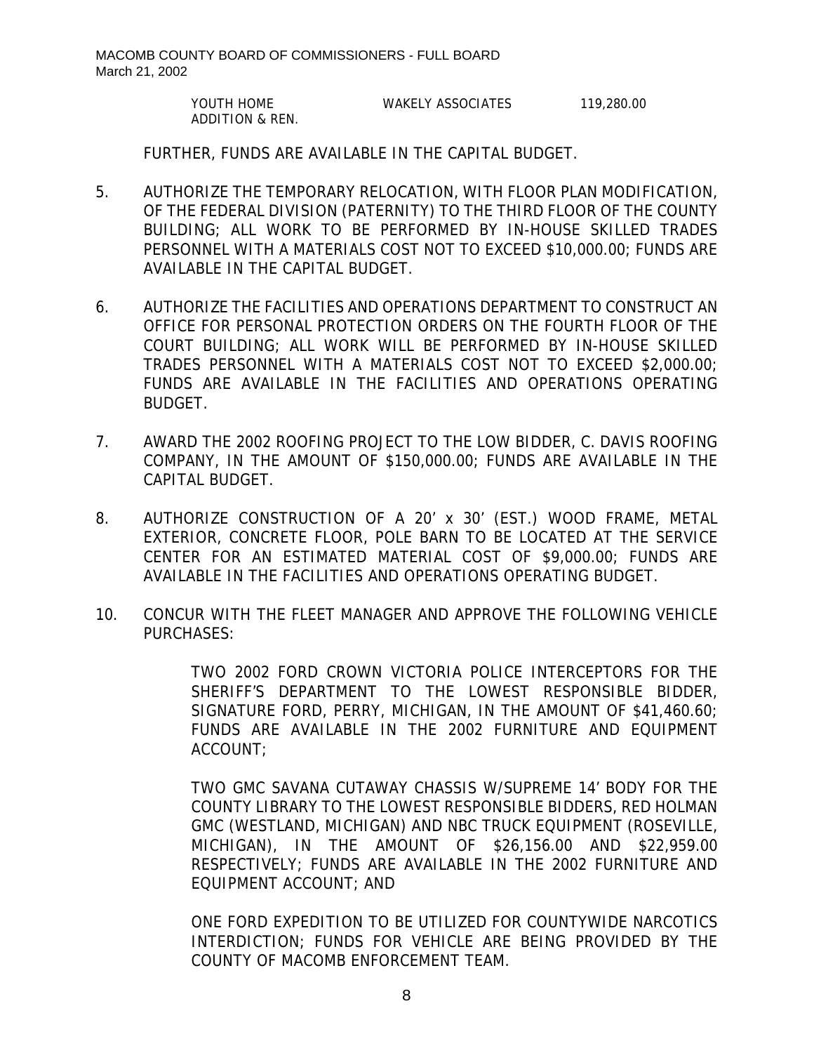| YOUTH HOME ADDITION & REN. | WAKELY ASSOCIATES | 119,280.00 |
|---|---|---|

FURTHER, FUNDS ARE AVAILABLE IN THE CAPITAL BUDGET.

5. AUTHORIZE THE TEMPORARY RELOCATION, WITH FLOOR PLAN MODIFICATION, OF THE FEDERAL DIVISION (PATERNITY) TO THE THIRD FLOOR OF THE COUNTY BUILDING; ALL WORK TO BE PERFORMED BY IN-HOUSE SKILLED TRADES PERSONNEL WITH A MATERIALS COST NOT TO EXCEED $10,000.00; FUNDS ARE AVAILABLE IN THE CAPITAL BUDGET.

6. AUTHORIZE THE FACILITIES AND OPERATIONS DEPARTMENT TO CONSTRUCT AN OFFICE FOR PERSONAL PROTECTION ORDERS ON THE FOURTH FLOOR OF THE COURT BUILDING; ALL WORK WILL BE PERFORMED BY IN-HOUSE SKILLED TRADES PERSONNEL WITH A MATERIALS COST NOT TO EXCEED $2,000.00; FUNDS ARE AVAILABLE IN THE FACILITIES AND OPERATIONS OPERATING BUDGET.

7. AWARD THE 2002 ROOFING PROJECT TO THE LOW BIDDER, C. DAVIS ROOFING COMPANY, IN THE AMOUNT OF $150,000.00; FUNDS ARE AVAILABLE IN THE CAPITAL BUDGET.

8. AUTHORIZE CONSTRUCTION OF A 20' x 30' (EST.) WOOD FRAME, METAL EXTERIOR, CONCRETE FLOOR, POLE BARN TO BE LOCATED AT THE SERVICE CENTER FOR AN ESTIMATED MATERIAL COST OF $9,000.00; FUNDS ARE AVAILABLE IN THE FACILITIES AND OPERATIONS OPERATING BUDGET.

10. CONCUR WITH THE FLEET MANAGER AND APPROVE THE FOLLOWING VEHICLE PURCHASES:

    TWO 2002 FORD CROWN VICTORIA POLICE INTERCEPTORS FOR THE SHERIFF'S DEPARTMENT TO THE LOWEST RESPONSIBLE BIDDER, SIGNATURE FORD, PERRY, MICHIGAN, IN THE AMOUNT OF $41,460.60; FUNDS ARE AVAILABLE IN THE 2002 FURNITURE AND EQUIPMENT ACCOUNT;

    TWO GMC SAVANA CUTAWAY CHASSIS W/SUPREME 14' BODY FOR THE COUNTY LIBRARY TO THE LOWEST RESPONSIBLE BIDDERS, RED HOLMAN GMC (WESTLAND, MICHIGAN) AND NBC TRUCK EQUIPMENT (ROSEVILLE, MICHIGAN), IN THE AMOUNT OF $26,156.00 AND $22,959.00 RESPECTIVELY; FUNDS ARE AVAILABLE IN THE 2002 FURNITURE AND EQUIPMENT ACCOUNT; AND

    ONE FORD EXPEDITION TO BE UTILIZED FOR COUNTYWIDE NARCOTICS INTERDICTION; FUNDS FOR VEHICLE ARE BEING PROVIDED BY THE COUNTY OF MACOMB ENFORCEMENT TEAM.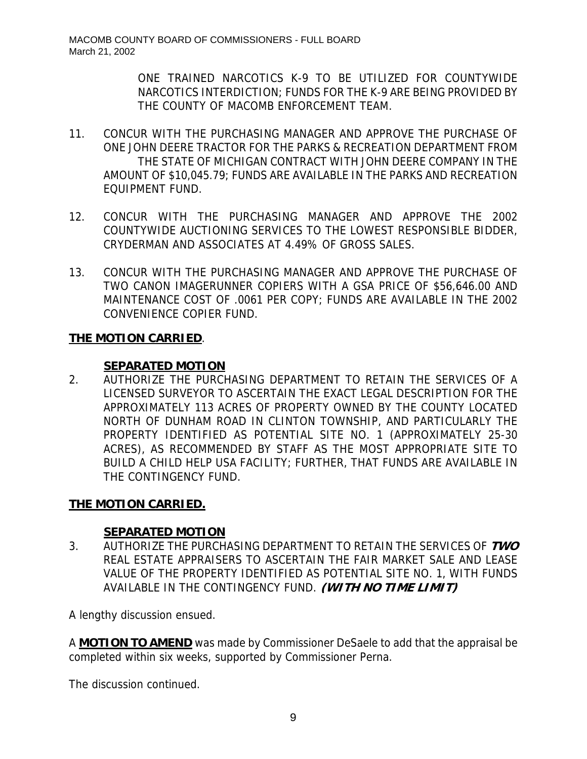ONE TRAINED NARCOTICS K-9 TO BE UTILIZED FOR COUNTYWIDE NARCOTICS INTERDICTION; FUNDS FOR THE K-9 ARE BEING PROVIDED BY THE COUNTY OF MACOMB ENFORCEMENT TEAM.

11. CONCUR WITH THE PURCHASING MANAGER AND APPROVE THE PURCHASE OF ONE JOHN DEERE TRACTOR FOR THE PARKS & RECREATION DEPARTMENT FROM THE STATE OF MICHIGAN CONTRACT WITH JOHN DEERE COMPANY IN THE AMOUNT OF $10,045.79; FUNDS ARE AVAILABLE IN THE PARKS AND RECREATION EQUIPMENT FUND.

12. CONCUR WITH THE PURCHASING MANAGER AND APPROVE THE 2002 COUNTYWIDE AUCTIONING SERVICES TO THE LOWEST RESPONSIBLE BIDDER, CRYDERMAN AND ASSOCIATES AT 4.49% OF GROSS SALES.

13. CONCUR WITH THE PURCHASING MANAGER AND APPROVE THE PURCHASE OF TWO CANON IMAGERUNNER COPIERS WITH A GSA PRICE OF $56,646.00 AND MAINTENANCE COST OF .0061 PER COPY; FUNDS ARE AVAILABLE IN THE 2002 CONVENIENCE COPIER FUND.

**THE MOTION CARRIED**.

**SEPARATED MOTION**

2. AUTHORIZE THE PURCHASING DEPARTMENT TO RETAIN THE SERVICES OF A LICENSED SURVEYOR TO ASCERTAIN THE EXACT LEGAL DESCRIPTION FOR THE APPROXIMATELY 113 ACRES OF PROPERTY OWNED BY THE COUNTY LOCATED NORTH OF DUNHAM ROAD IN CLINTON TOWNSHIP, AND PARTICULARLY THE PROPERTY IDENTIFIED AS POTENTIAL SITE NO. 1 (APPROXIMATELY 25-30 ACRES), AS RECOMMENDED BY STAFF AS THE MOST APPROPRIATE SITE TO BUILD A CHILD HELP USA FACILITY; FURTHER, THAT FUNDS ARE AVAILABLE IN THE CONTINGENCY FUND.

**THE MOTION CARRIED.**

**SEPARATED MOTION**

3. AUTHORIZE THE PURCHASING DEPARTMENT TO RETAIN THE SERVICES OF ***TWO*** REAL ESTATE APPRAISERS TO ASCERTAIN THE FAIR MARKET SALE AND LEASE VALUE OF THE PROPERTY IDENTIFIED AS POTENTIAL SITE NO. 1, WITH FUNDS AVAILABLE IN THE CONTINGENCY FUND. ***(WITH NO TIME LIMIT)***

A lengthy discussion ensued.

A **MOTION TO AMEND** was made by Commissioner DeSaele to add that the appraisal be completed within six weeks, supported by Commissioner Perna.

The discussion continued.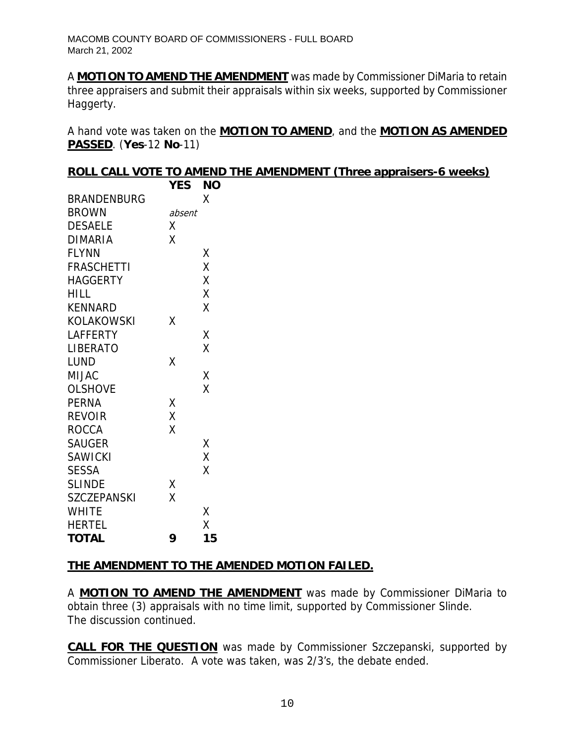A **MOTION TO AMEND THE AMENDMENT** was made by Commissioner DiMaria to retain three appraisers and submit their appraisals within six weeks, supported by Commissioner Haggerty.

A hand vote was taken on the **MOTION TO AMEND**, and the **MOTION AS AMENDED PASSED**. (**Yes**-12 **No**-11)

**ROLL CALL VOTE TO AMEND THE AMENDMENT (Three appraisers-6 weeks)**

| | YES | NO |
|---|---|---|
| BRANDENBURG | | X |
| BROWN | *absent* | |
| DESAELE | X | |
| DIMARIA | X | |
| FLYNN | | X |
| FRASCHETTI | | X |
| HAGGERTY | | X |
| HILL | | X |
| KENNARD | | X |
| KOLAKOWSKI | X | |
| LAFFERTY | | X |
| LIBERATO | | X |
| LUND | X | |
| MIJAC | | X |
| OLSHOVE | | X |
| PERNA | X | |
| REVOIR | X | |
| ROCCA | X | |
| SAUGER | | X |
| SAWICKI | | X |
| SESSA | | X |
| SLINDE | X | |
| SZCZEPANSKI | X | |
| WHITE | | X |
| HERTEL | | X |
| **TOTAL** | **9** | **15** |

**THE AMENDMENT TO THE AMENDED MOTION FAILED.**

A **MOTION TO AMEND THE AMENDMENT** was made by Commissioner DiMaria to obtain three (3) appraisals with no time limit, supported by Commissioner Slinde.
The discussion continued.

**CALL FOR THE QUESTION** was made by Commissioner Szczepanski, supported by Commissioner Liberato. A vote was taken, was 2/3's, the debate ended.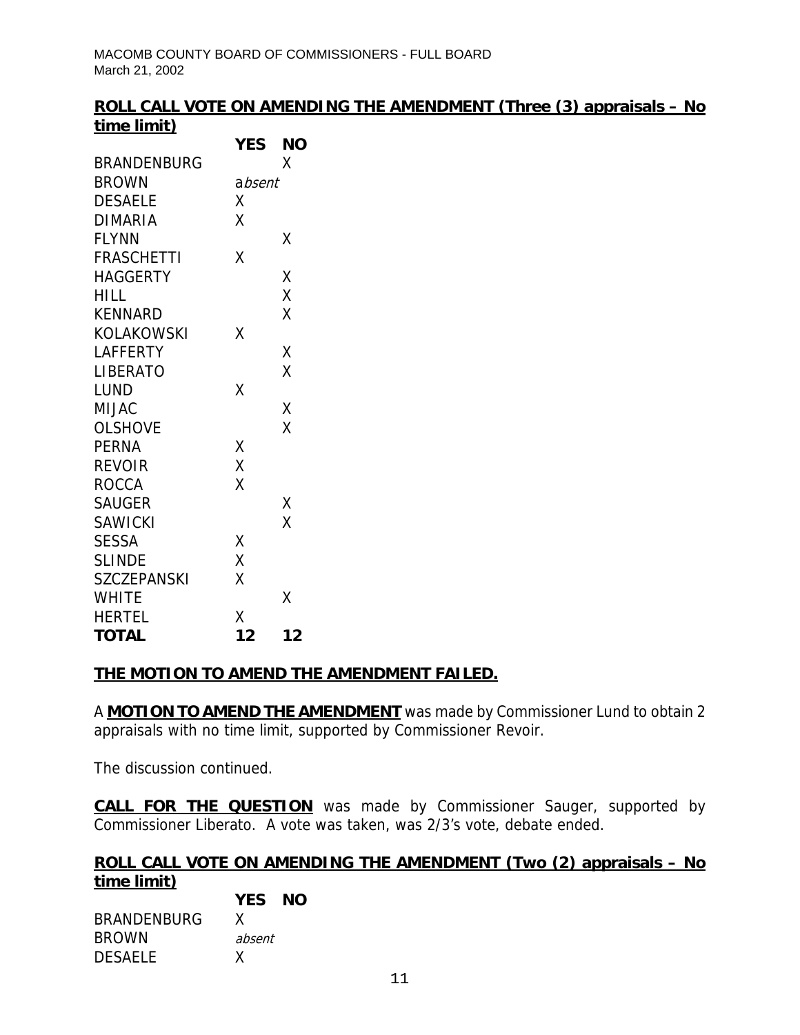**ROLL CALL VOTE ON AMENDING THE AMENDMENT (Three (3) appraisals – No time limit)**

| | YES | NO |
|---|---|---|
| BRANDENBURG | | X |
| BROWN | absent | |
| DESAELE | X | |
| DIMARIA | X | |
| FLYNN | | X |
| FRASCHETTI | X | |
| HAGGERTY | | X |
| HILL | | X |
| KENNARD | | X |
| KOLAKOWSKI | X | |
| LAFFERTY | | X |
| LIBERATO | | X |
| LUND | X | |
| MIJAC | | X |
| OLSHOVE | | X |
| PERNA | X | |
| REVOIR | X | |
| ROCCA | X | |
| SAUGER | | X |
| SAWICKI | | X |
| SESSA | X | |
| SLINDE | X | |
| SZCZEPANSKI | X | |
| WHITE | | X |
| HERTEL | X | |
| **TOTAL** | **12** | **12** |

**THE MOTION TO AMEND THE AMENDMENT FAILED.**

A **MOTION TO AMEND THE AMENDMENT** was made by Commissioner Lund to obtain 2 appraisals with no time limit, supported by Commissioner Revoir.

The discussion continued.

**CALL FOR THE QUESTION** was made by Commissioner Sauger, supported by Commissioner Liberato. A vote was taken, was 2/3's vote, debate ended.

**ROLL CALL VOTE ON AMENDING THE AMENDMENT (Two (2) appraisals – No time limit)**

| | YES | NO |
|---|---|---|
| BRANDENBURG | X | |
| BROWN | absent | |
| DESAELE | X | |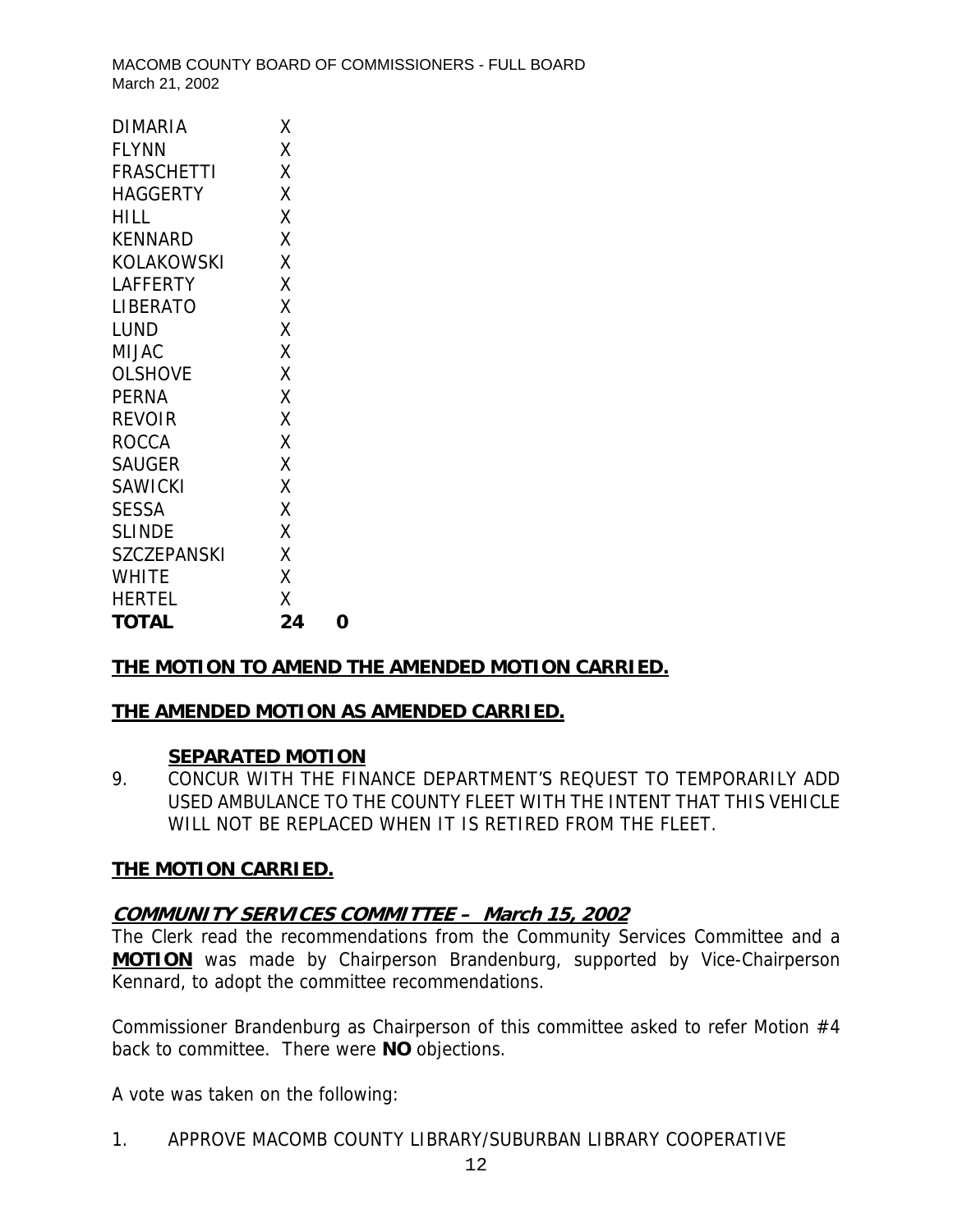| | | |
|---|---|---|
| DIMARIA | X | |
| FLYNN | X | |
| FRASCHETTI | X | |
| HAGGERTY | X | |
| HILL | X | |
| KENNARD | X | |
| KOLAKOWSKI | X | |
| LAFFERTY | X | |
| LIBERATO | X | |
| LUND | X | |
| MIJAC | X | |
| OLSHOVE | X | |
| PERNA | X | |
| REVOIR | X | |
| ROCCA | X | |
| SAUGER | X | |
| SAWICKI | X | |
| SESSA | X | |
| SLINDE | X | |
| SZCZEPANSKI | X | |
| WHITE | X | |
| HERTEL | X | |
| **TOTAL** | **24** | **0** |

**THE MOTION TO AMEND THE AMENDED MOTION CARRIED.**

**THE AMENDED MOTION AS AMENDED CARRIED.**

**SEPARATED MOTION**

9. CONCUR WITH THE FINANCE DEPARTMENT'S REQUEST TO TEMPORARILY ADD USED AMBULANCE TO THE COUNTY FLEET WITH THE INTENT THAT THIS VEHICLE WILL NOT BE REPLACED WHEN IT IS RETIRED FROM THE FLEET.

**THE MOTION CARRIED.**

***COMMUNITY SERVICES COMMITTEE – March 15, 2002***

The Clerk read the recommendations from the Community Services Committee and a **MOTION** was made by Chairperson Brandenburg, supported by Vice-Chairperson Kennard, to adopt the committee recommendations.

Commissioner Brandenburg as Chairperson of this committee asked to refer Motion #4 back to committee. There were **NO** objections.

A vote was taken on the following:

1. APPROVE MACOMB COUNTY LIBRARY/SUBURBAN LIBRARY COOPERATIVE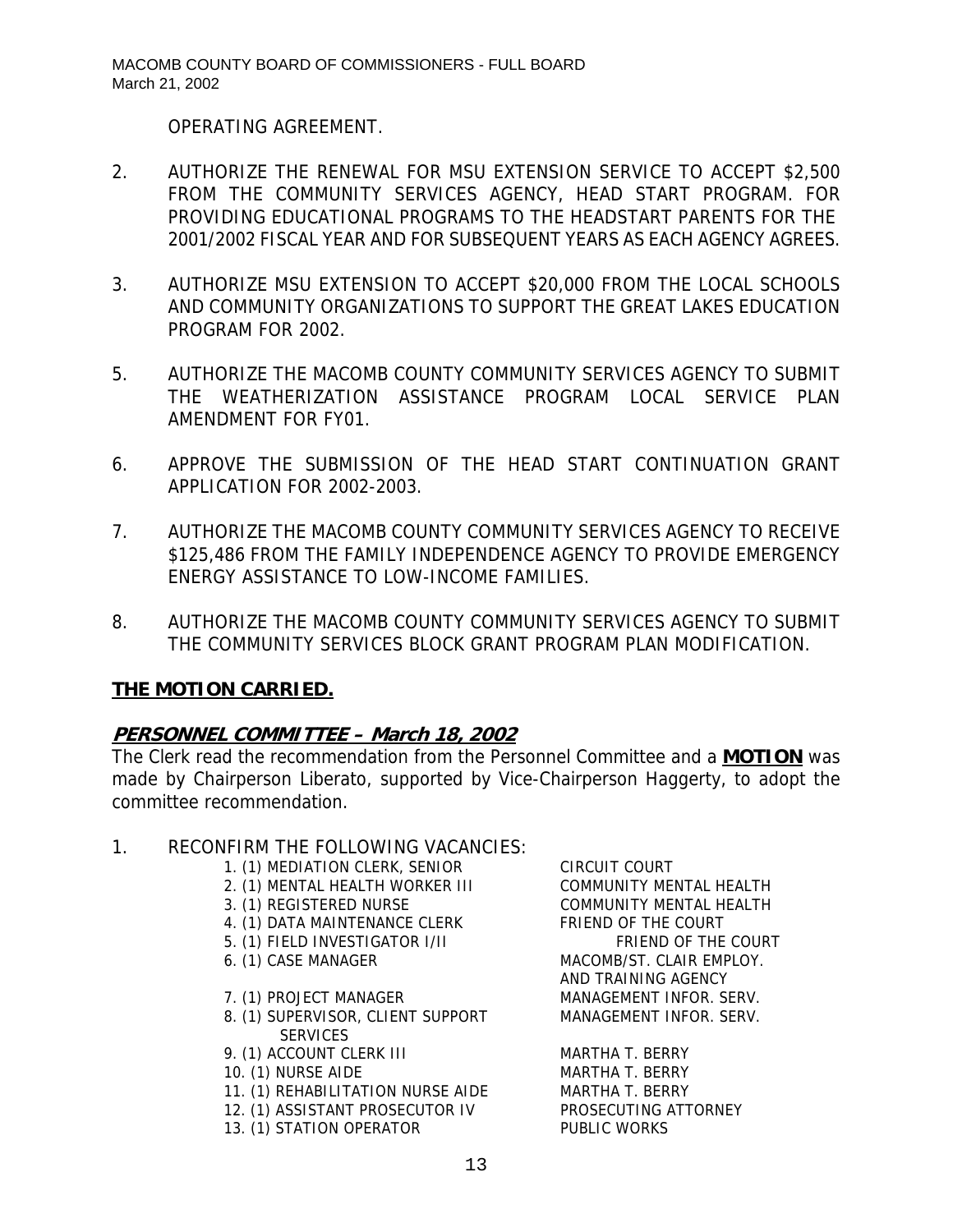OPERATING AGREEMENT.

2. AUTHORIZE THE RENEWAL FOR MSU EXTENSION SERVICE TO ACCEPT $2,500 FROM THE COMMUNITY SERVICES AGENCY, HEAD START PROGRAM. FOR PROVIDING EDUCATIONAL PROGRAMS TO THE HEADSTART PARENTS FOR THE 2001/2002 FISCAL YEAR AND FOR SUBSEQUENT YEARS AS EACH AGENCY AGREES.

3. AUTHORIZE MSU EXTENSION TO ACCEPT $20,000 FROM THE LOCAL SCHOOLS AND COMMUNITY ORGANIZATIONS TO SUPPORT THE GREAT LAKES EDUCATION PROGRAM FOR 2002.

5. AUTHORIZE THE MACOMB COUNTY COMMUNITY SERVICES AGENCY TO SUBMIT THE WEATHERIZATION ASSISTANCE PROGRAM LOCAL SERVICE PLAN AMENDMENT FOR FY01.

6. APPROVE THE SUBMISSION OF THE HEAD START CONTINUATION GRANT APPLICATION FOR 2002-2003.

7. AUTHORIZE THE MACOMB COUNTY COMMUNITY SERVICES AGENCY TO RECEIVE $125,486 FROM THE FAMILY INDEPENDENCE AGENCY TO PROVIDE EMERGENCY ENERGY ASSISTANCE TO LOW-INCOME FAMILIES.

8. AUTHORIZE THE MACOMB COUNTY COMMUNITY SERVICES AGENCY TO SUBMIT THE COMMUNITY SERVICES BLOCK GRANT PROGRAM PLAN MODIFICATION.

**THE MOTION CARRIED.**

## ***PERSONNEL COMMITTEE – March 18, 2002***

The Clerk read the recommendation from the Personnel Committee and a **MOTION** was made by Chairperson Liberato, supported by Vice-Chairperson Haggerty, to adopt the committee recommendation.

1. RECONFIRM THE FOLLOWING VACANCIES:

| | |
|---|---|
| 1. (1) MEDIATION CLERK, SENIOR | CIRCUIT COURT |
| 2. (1) MENTAL HEALTH WORKER III | COMMUNITY MENTAL HEALTH |
| 3. (1) REGISTERED NURSE | COMMUNITY MENTAL HEALTH |
| 4. (1) DATA MAINTENANCE CLERK | FRIEND OF THE COURT |
| 5. (1) FIELD INVESTIGATOR I/II | FRIEND OF THE COURT |
| 6. (1) CASE MANAGER | MACOMB/ST. CLAIR EMPLOY. AND TRAINING AGENCY |
| 7. (1) PROJECT MANAGER | MANAGEMENT INFOR. SERV. |
| 8. (1) SUPERVISOR, CLIENT SUPPORT SERVICES | MANAGEMENT INFOR. SERV. |
| 9. (1) ACCOUNT CLERK III | MARTHA T. BERRY |
| 10. (1) NURSE AIDE | MARTHA T. BERRY |
| 11. (1) REHABILITATION NURSE AIDE | MARTHA T. BERRY |
| 12. (1) ASSISTANT PROSECUTOR IV | PROSECUTING ATTORNEY |
| 13. (1) STATION OPERATOR | PUBLIC WORKS |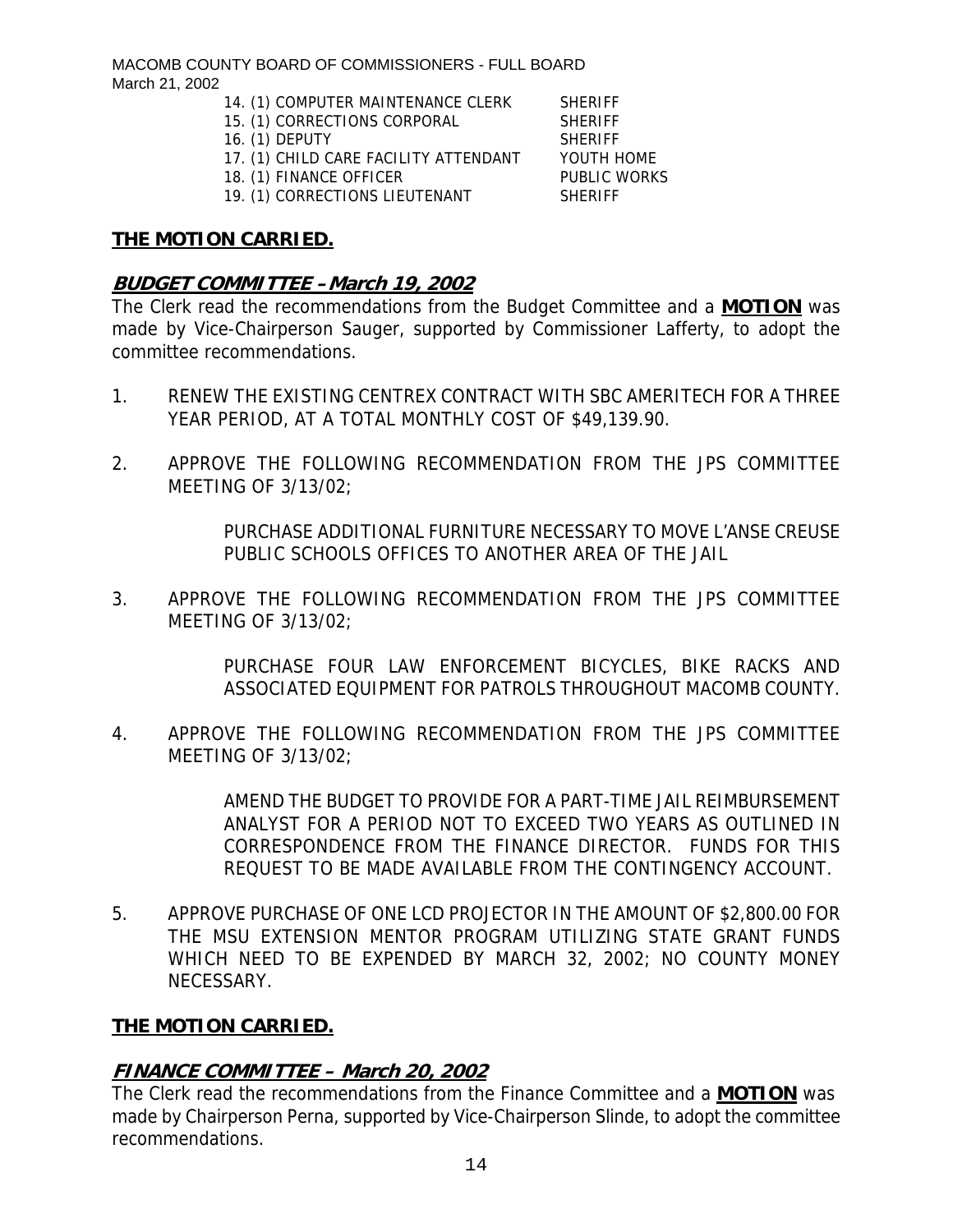14. (1) COMPUTER MAINTENANCE CLERK SHERIFF
15. (1) CORRECTIONS CORPORAL SHERIFF
16. (1) DEPUTY SHERIFF
17. (1) CHILD CARE FACILITY ATTENDANT YOUTH HOME
18. (1) FINANCE OFFICER PUBLIC WORKS
19. (1) CORRECTIONS LIEUTENANT SHERIFF

**THE MOTION CARRIED.**

## ***BUDGET COMMITTEE – March 19, 2002***

The Clerk read the recommendations from the Budget Committee and a **MOTION** was made by Vice-Chairperson Sauger, supported by Commissioner Lafferty, to adopt the committee recommendations.

1. RENEW THE EXISTING CENTREX CONTRACT WITH SBC AMERITECH FOR A THREE YEAR PERIOD, AT A TOTAL MONTHLY COST OF $49,139.90.

2. APPROVE THE FOLLOWING RECOMMENDATION FROM THE JPS COMMITTEE MEETING OF 3/13/02;

   PURCHASE ADDITIONAL FURNITURE NECESSARY TO MOVE L'ANSE CREUSE PUBLIC SCHOOLS OFFICES TO ANOTHER AREA OF THE JAIL

3. APPROVE THE FOLLOWING RECOMMENDATION FROM THE JPS COMMITTEE MEETING OF 3/13/02;

   PURCHASE FOUR LAW ENFORCEMENT BICYCLES, BIKE RACKS AND ASSOCIATED EQUIPMENT FOR PATROLS THROUGHOUT MACOMB COUNTY.

4. APPROVE THE FOLLOWING RECOMMENDATION FROM THE JPS COMMITTEE MEETING OF 3/13/02;

   AMEND THE BUDGET TO PROVIDE FOR A PART-TIME JAIL REIMBURSEMENT ANALYST FOR A PERIOD NOT TO EXCEED TWO YEARS AS OUTLINED IN CORRESPONDENCE FROM THE FINANCE DIRECTOR. FUNDS FOR THIS REQUEST TO BE MADE AVAILABLE FROM THE CONTINGENCY ACCOUNT.

5. APPROVE PURCHASE OF ONE LCD PROJECTOR IN THE AMOUNT OF $2,800.00 FOR THE MSU EXTENSION MENTOR PROGRAM UTILIZING STATE GRANT FUNDS WHICH NEED TO BE EXPENDED BY MARCH 32, 2002; NO COUNTY MONEY NECESSARY.

**THE MOTION CARRIED.**

## ***FINANCE COMMITTEE – March 20, 2002***

The Clerk read the recommendations from the Finance Committee and a **MOTION** was made by Chairperson Perna, supported by Vice-Chairperson Slinde, to adopt the committee recommendations.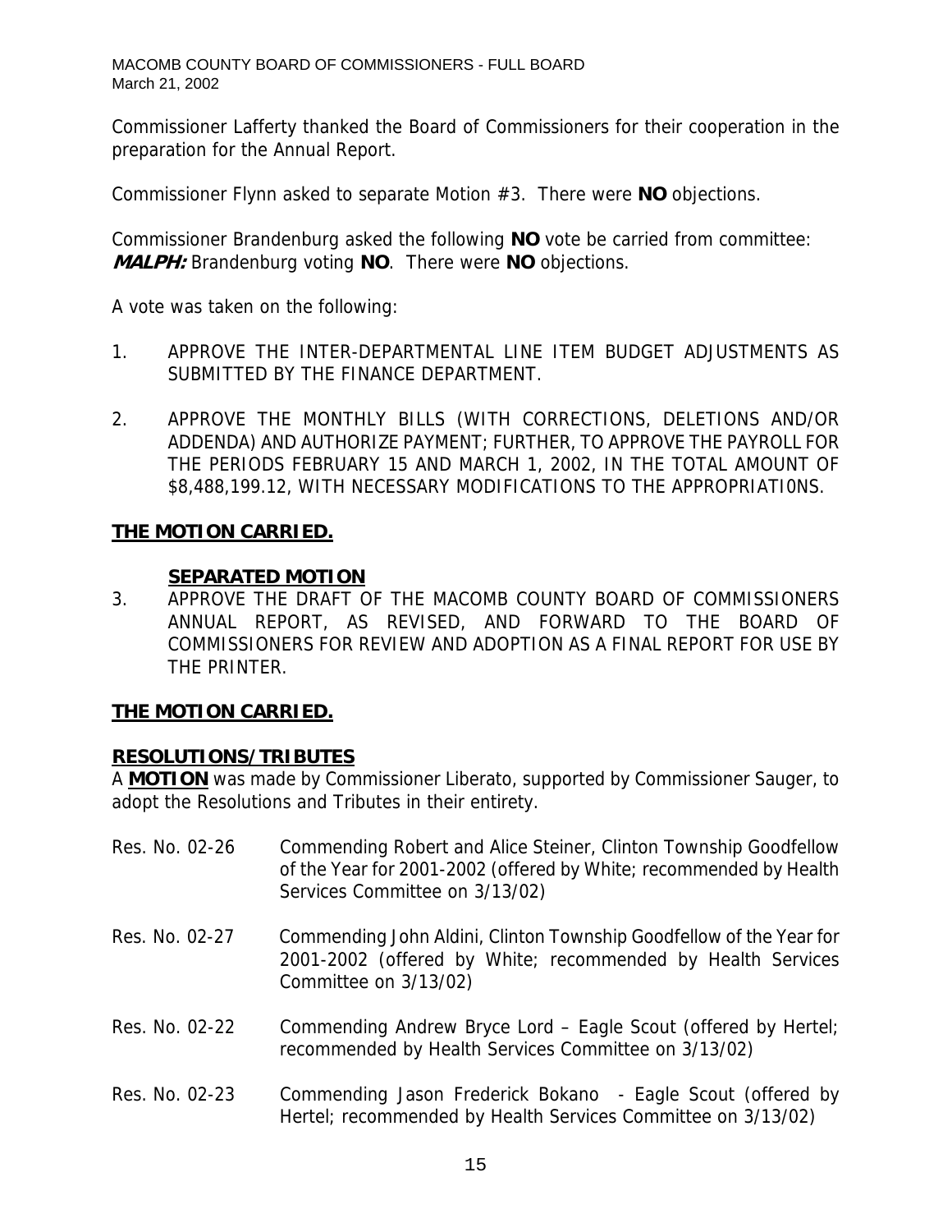Commissioner Lafferty thanked the Board of Commissioners for their cooperation in the preparation for the Annual Report.

Commissioner Flynn asked to separate Motion #3. There were **NO** objections.

Commissioner Brandenburg asked the following **NO** vote be carried from committee: ***MALPH:*** Brandenburg voting **NO**. There were **NO** objections.

A vote was taken on the following:

1. APPROVE THE INTER-DEPARTMENTAL LINE ITEM BUDGET ADJUSTMENTS AS SUBMITTED BY THE FINANCE DEPARTMENT.

2. APPROVE THE MONTHLY BILLS (WITH CORRECTIONS, DELETIONS AND/OR ADDENDA) AND AUTHORIZE PAYMENT; FURTHER, TO APPROVE THE PAYROLL FOR THE PERIODS FEBRUARY 15 AND MARCH 1, 2002, IN THE TOTAL AMOUNT OF $8,488,199.12, WITH NECESSARY MODIFICATIONS TO THE APPROPRIATI0NS.

**THE MOTION CARRIED.**

**SEPARATED MOTION**

3. APPROVE THE DRAFT OF THE MACOMB COUNTY BOARD OF COMMISSIONERS ANNUAL REPORT, AS REVISED, AND FORWARD TO THE BOARD OF COMMISSIONERS FOR REVIEW AND ADOPTION AS A FINAL REPORT FOR USE BY THE PRINTER.

**THE MOTION CARRIED.**

**RESOLUTIONS/TRIBUTES**

A **MOTION** was made by Commissioner Liberato, supported by Commissioner Sauger, to adopt the Resolutions and Tributes in their entirety.

Res. No. 02-26 Commending Robert and Alice Steiner, Clinton Township Goodfellow of the Year for 2001-2002 (offered by White; recommended by Health Services Committee on 3/13/02)

Res. No. 02-27 Commending John Aldini, Clinton Township Goodfellow of the Year for 2001-2002 (offered by White; recommended by Health Services Committee on 3/13/02)

Res. No. 02-22 Commending Andrew Bryce Lord – Eagle Scout (offered by Hertel; recommended by Health Services Committee on 3/13/02)

Res. No. 02-23 Commending Jason Frederick Bokano - Eagle Scout (offered by Hertel; recommended by Health Services Committee on 3/13/02)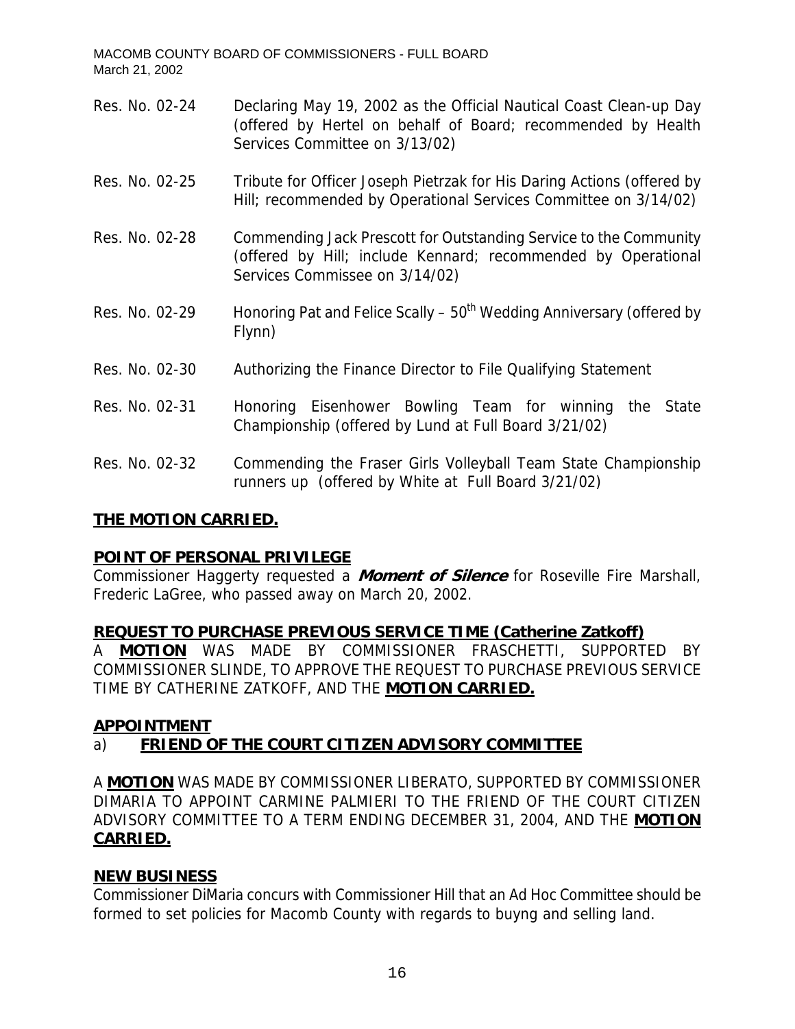Res. No. 02-24 Declaring May 19, 2002 as the Official Nautical Coast Clean-up Day (offered by Hertel on behalf of Board; recommended by Health Services Committee on 3/13/02)

Res. No. 02-25 Tribute for Officer Joseph Pietrzak for His Daring Actions (offered by Hill; recommended by Operational Services Committee on 3/14/02)

Res. No. 02-28 Commending Jack Prescott for Outstanding Service to the Community (offered by Hill; include Kennard; recommended by Operational Services Commissee on 3/14/02)

Res. No. 02-29 Honoring Pat and Felice Scally – 50th Wedding Anniversary (offered by Flynn)

Res. No. 02-30 Authorizing the Finance Director to File Qualifying Statement

Res. No. 02-31 Honoring Eisenhower Bowling Team for winning the State Championship (offered by Lund at Full Board 3/21/02)

Res. No. 02-32 Commending the Fraser Girls Volleyball Team State Championship runners up (offered by White at Full Board 3/21/02)

**THE MOTION CARRIED.**

**POINT OF PERSONAL PRIVILEGE**

Commissioner Haggerty requested a ***Moment of Silence*** for Roseville Fire Marshall, Frederic LaGree, who passed away on March 20, 2002.

**REQUEST TO PURCHASE PREVIOUS SERVICE TIME (Catherine Zatkoff)**

A **MOTION** WAS MADE BY COMMISSIONER FRASCHETTI, SUPPORTED BY COMMISSIONER SLINDE, TO APPROVE THE REQUEST TO PURCHASE PREVIOUS SERVICE TIME BY CATHERINE ZATKOFF, AND THE **MOTION CARRIED.**

**APPOINTMENT**

a) **FRIEND OF THE COURT CITIZEN ADVISORY COMMITTEE**

A **MOTION** WAS MADE BY COMMISSIONER LIBERATO, SUPPORTED BY COMMISSIONER DIMARIA TO APPOINT CARMINE PALMIERI TO THE FRIEND OF THE COURT CITIZEN ADVISORY COMMITTEE TO A TERM ENDING DECEMBER 31, 2004, AND THE **MOTION CARRIED.**

**NEW BUSINESS**

Commissioner DiMaria concurs with Commissioner Hill that an Ad Hoc Committee should be formed to set policies for Macomb County with regards to buyng and selling land.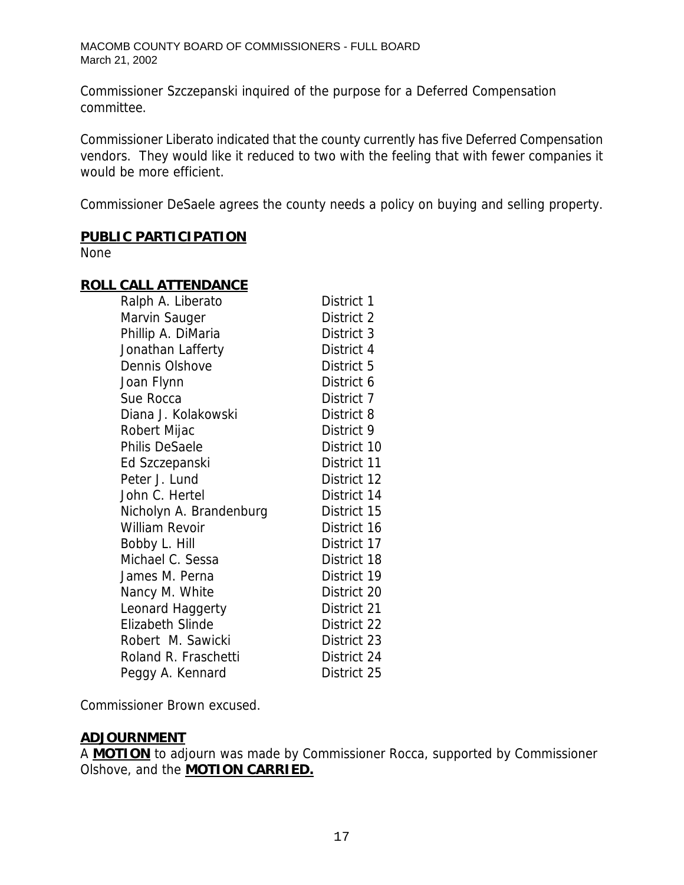Commissioner Szczepanski inquired of the purpose for a Deferred Compensation committee.

Commissioner Liberato indicated that the county currently has five Deferred Compensation vendors. They would like it reduced to two with the feeling that with fewer companies it would be more efficient.

Commissioner DeSaele agrees the county needs a policy on buying and selling property.

## PUBLIC PARTICIPATION

None

## ROLL CALL ATTENDANCE

| | |
|---|---|
| Ralph A. Liberato | District 1 |
| Marvin Sauger | District 2 |
| Phillip A. DiMaria | District 3 |
| Jonathan Lafferty | District 4 |
| Dennis Olshove | District 5 |
| Joan Flynn | District 6 |
| Sue Rocca | District 7 |
| Diana J. Kolakowski | District 8 |
| Robert Mijac | District 9 |
| Philis DeSaele | District 10 |
| Ed Szczepanski | District 11 |
| Peter J. Lund | District 12 |
| John C. Hertel | District 14 |
| Nicholyn A. Brandenburg | District 15 |
| William Revoir | District 16 |
| Bobby L. Hill | District 17 |
| Michael C. Sessa | District 18 |
| James M. Perna | District 19 |
| Nancy M. White | District 20 |
| Leonard Haggerty | District 21 |
| Elizabeth Slinde | District 22 |
| Robert M. Sawicki | District 23 |
| Roland R. Fraschetti | District 24 |
| Peggy A. Kennard | District 25 |

Commissioner Brown excused.

## ADJOURNMENT

A **MOTION** to adjourn was made by Commissioner Rocca, supported by Commissioner Olshove, and the **MOTION CARRIED.**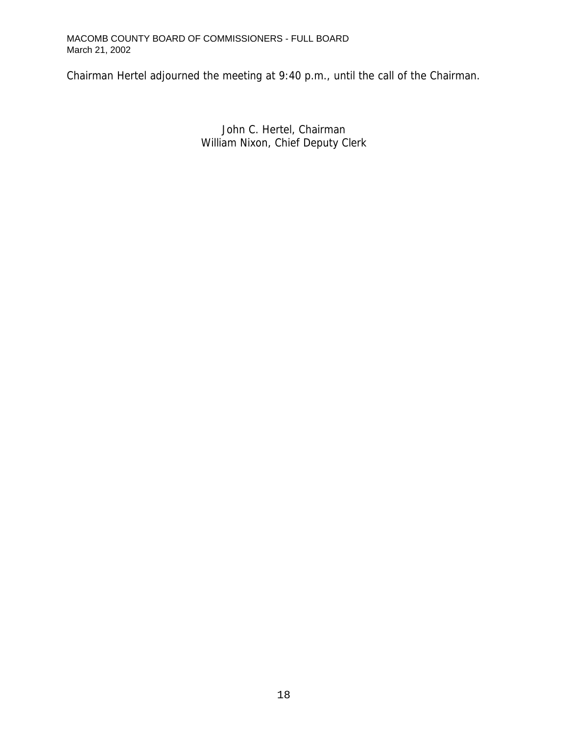Chairman Hertel adjourned the meeting at 9:40 p.m., until the call of the Chairman.

John C. Hertel, Chairman
William Nixon, Chief Deputy Clerk